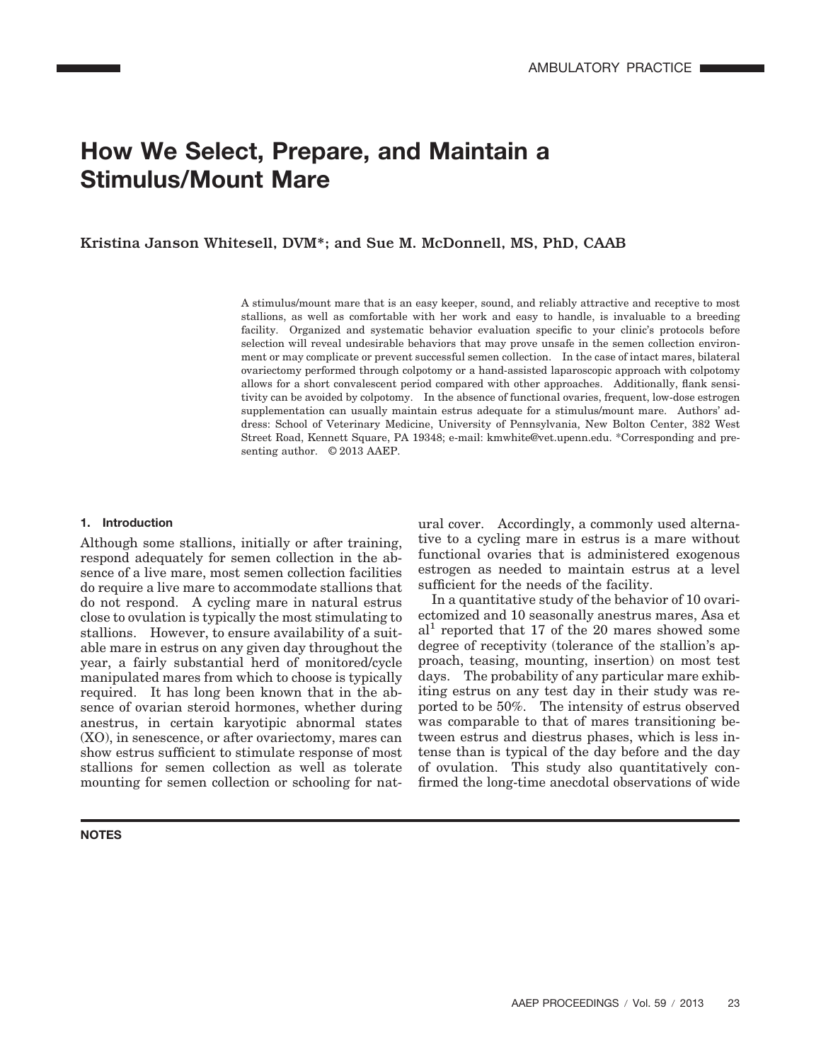# How We Select, Prepare, and Maintain a Stimulus/Mount Mare

Kristina Janson Whitesell, DVM*; and Sue M. McDonnell, MS, PhD, CAAB

A stimulus/mount mare that is an easy keeper, sound, and reliably attractive and receptive to most stallions, as well as comfortable with her work and easy to handle, is invaluable to a breeding facility. Organized and systematic behavior evaluation specific to your clinic's protocols before selection will reveal undesirable behaviors that may prove unsafe in the semen collection environment or may complicate or prevent successful semen collection. In the case of intact mares, bilateral ovariectomy performed through colpotomy or a hand-assisted laparoscopic approach with colpotomy allows for a short convalescent period compared with other approaches. Additionally, flank sensitivity can be avoided by colpotomy. In the absence of functional ovaries, frequent, low-dose estrogen supplementation can usually maintain estrus adequate for a stimulus/mount mare. Authors' address: School of Veterinary Medicine, University of Pennsylvania, New Bolton Center, 382 West Street Road, Kennett Square, PA 19348; e-mail: kmwhite@vet.upenn.edu. *Corresponding and presenting author. © 2013 AAEP.

## 1. Introduction

Although some stallions, initially or after training, respond adequately for semen collection in the absence of a live mare, most semen collection facilities do require a live mare to accommodate stallions that do not respond. A cycling mare in natural estrus close to ovulation is typically the most stimulating to stallions. However, to ensure availability of a suitable mare in estrus on any given day throughout the year, a fairly substantial herd of monitored/cycle manipulated mares from which to choose is typically required. It has long been known that in the absence of ovarian steroid hormones, whether during anestrus, in certain karyotipic abnormal states (XO), in senescence, or after ovariectomy, mares can show estrus sufficient to stimulate response of most stallions for semen collection as well as tolerate mounting for semen collection or schooling for natural cover. Accordingly, a commonly used alternative to a cycling mare in estrus is a mare without functional ovaries that is administered exogenous estrogen as needed to maintain estrus at a level sufficient for the needs of the facility.

In a quantitative study of the behavior of 10 ovariectomized and 10 seasonally anestrus mares, Asa et al[1] reported that 17 of the 20 mares showed some degree of receptivity (tolerance of the stallion's approach, teasing, mounting, insertion) on most test days. The probability of any particular mare exhibiting estrus on any test day in their study was reported to be 50%. The intensity of estrus observed was comparable to that of mares transitioning between estrus and diestrus phases, which is less intense than is typical of the day before and the day of ovulation. This study also quantitatively confirmed the long-time anecdotal observations of wide

**NOTES**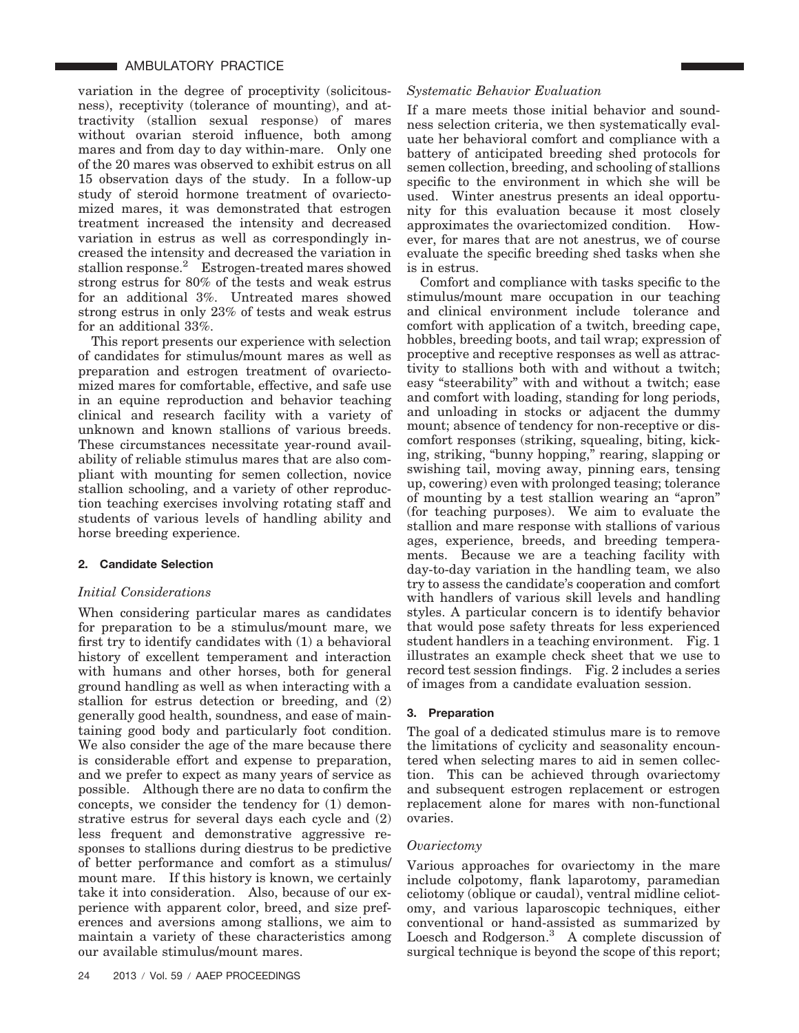variation in the degree of proceptivity (solicitousness), receptivity (tolerance of mounting), and attractivity (stallion sexual response) of mares without ovarian steroid influence, both among mares and from day to day within-mare. Only one of the 20 mares was observed to exhibit estrus on all 15 observation days of the study. In a follow-up study of steroid hormone treatment of ovariectomized mares, it was demonstrated that estrogen treatment increased the intensity and decreased variation in estrus as well as correspondingly increased the intensity and decreased the variation in stallion response.[2] Estrogen-treated mares showed strong estrus for 80% of the tests and weak estrus for an additional 3%. Untreated mares showed strong estrus in only 23% of tests and weak estrus for an additional 33%.

This report presents our experience with selection of candidates for stimulus/mount mares as well as preparation and estrogen treatment of ovariectomized mares for comfortable, effective, and safe use in an equine reproduction and behavior teaching clinical and research facility with a variety of unknown and known stallions of various breeds. These circumstances necessitate year-round availability of reliable stimulus mares that are also compliant with mounting for semen collection, novice stallion schooling, and a variety of other reproduction teaching exercises involving rotating staff and students of various levels of handling ability and horse breeding experience.

## 2. Candidate Selection

### *Initial Considerations*

When considering particular mares as candidates for preparation to be a stimulus/mount mare, we first try to identify candidates with (1) a behavioral history of excellent temperament and interaction with humans and other horses, both for general ground handling as well as when interacting with a stallion for estrus detection or breeding, and (2) generally good health, soundness, and ease of maintaining good body and particularly foot condition. We also consider the age of the mare because there is considerable effort and expense to preparation, and we prefer to expect as many years of service as possible. Although there are no data to confirm the concepts, we consider the tendency for (1) demonstrative estrus for several days each cycle and (2) less frequent and demonstrative aggressive responses to stallions during diestrus to be predictive of better performance and comfort as a stimulus/mount mare. If this history is known, we certainly take it into consideration. Also, because of our experience with apparent color, breed, and size preferences and aversions among stallions, we aim to maintain a variety of these characteristics among our available stimulus/mount mares.

### *Systematic Behavior Evaluation*

If a mare meets those initial behavior and soundness selection criteria, we then systematically evaluate her behavioral comfort and compliance with a battery of anticipated breeding shed protocols for semen collection, breeding, and schooling of stallions specific to the environment in which she will be used. Winter anestrus presents an ideal opportunity for this evaluation because it most closely approximates the ovariectomized condition. However, for mares that are not anestrus, we of course evaluate the specific breeding shed tasks when she is in estrus.

Comfort and compliance with tasks specific to the stimulus/mount mare occupation in our teaching and clinical environment include tolerance and comfort with application of a twitch, breeding cape, hobbles, breeding boots, and tail wrap; expression of proceptive and receptive responses as well as attractivity to stallions both with and without a twitch; easy "steerability" with and without a twitch; ease and comfort with loading, standing for long periods, and unloading in stocks or adjacent the dummy mount; absence of tendency for non-receptive or discomfort responses (striking, squealing, biting, kicking, striking, "bunny hopping," rearing, slapping or swishing tail, moving away, pinning ears, tensing up, cowering) even with prolonged teasing; tolerance of mounting by a test stallion wearing an "apron" (for teaching purposes). We aim to evaluate the stallion and mare response with stallions of various ages, experience, breeds, and breeding temperaments. Because we are a teaching facility with day-to-day variation in the handling team, we also try to assess the candidate's cooperation and comfort with handlers of various skill levels and handling styles. A particular concern is to identify behavior that would pose safety threats for less experienced student handlers in a teaching environment. Fig. 1 illustrates an example check sheet that we use to record test session findings. Fig. 2 includes a series of images from a candidate evaluation session.

## 3. Preparation

The goal of a dedicated stimulus mare is to remove the limitations of cyclicity and seasonality encountered when selecting mares to aid in semen collection. This can be achieved through ovariectomy and subsequent estrogen replacement or estrogen replacement alone for mares with non-functional ovaries.

### *Ovariectomy*

Various approaches for ovariectomy in the mare include colpotomy, flank laparotomy, paramedian celiotomy (oblique or caudal), ventral midline celiotomy, and various laparoscopic techniques, either conventional or hand-assisted as summarized by Loesch and Rodgerson.[3] A complete discussion of surgical technique is beyond the scope of this report;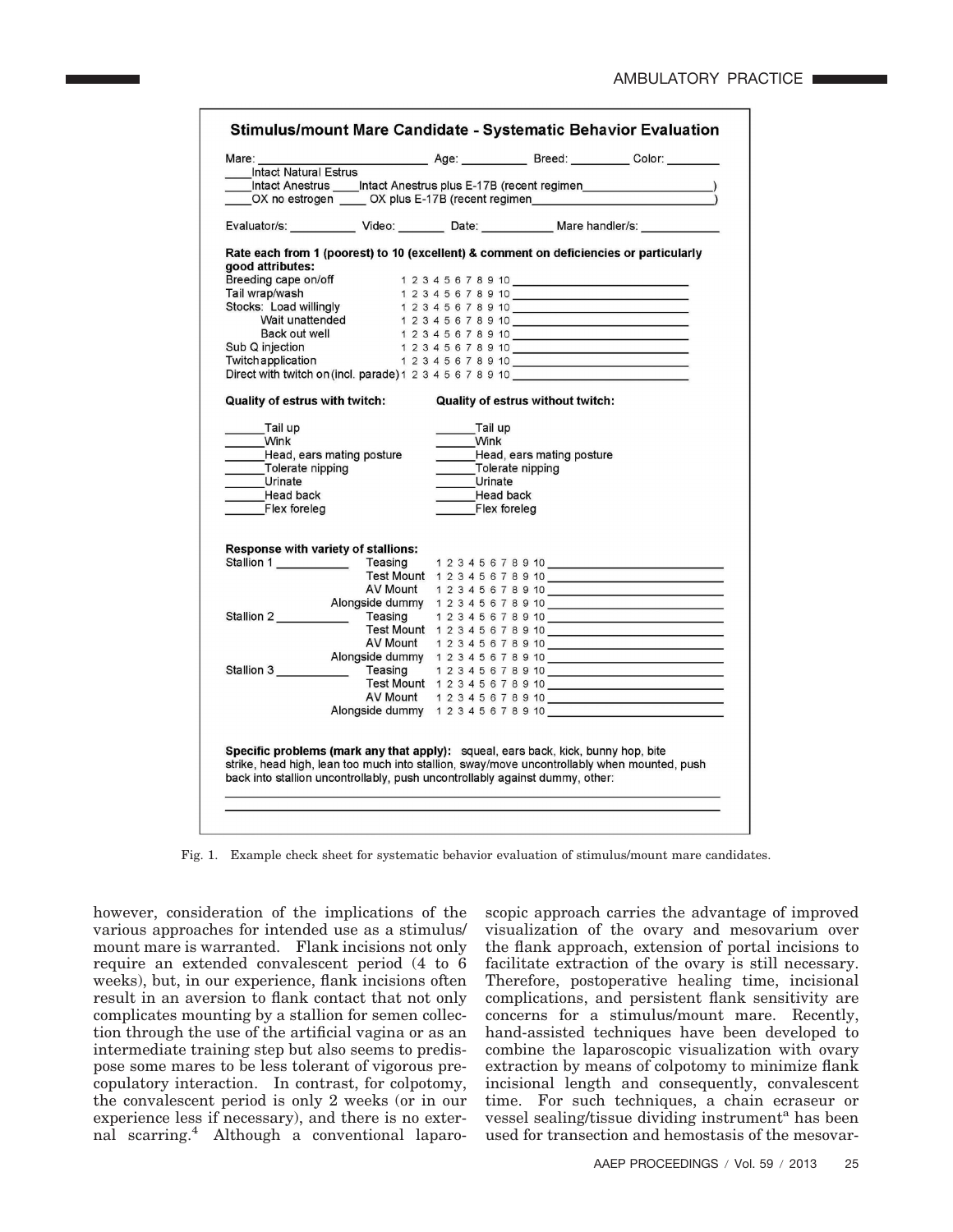## Stimulus/mount Mare Candidate - Systematic Behavior Evaluation

Mare: \_\_\_\_\_\_\_\_\_\_\_\_\_\_\_\_\_\_\_\_\_\_\_\_ Age: \_\_\_\_\_\_\_\_\_\_ Breed: \_\_\_\_\_\_\_\_\_ Color: \_\_\_\_\_\_\_\_

\_\_\_\_Intact Natural Estrus

\_\_\_\_Intact Anestrus \_\_\_\_Intact Anestrus plus E-17B (recent regimen\_\_\_\_\_\_\_\_\_\_\_\_\_\_\_\_\_\_\_\_)

\_\_\_\_OX no estrogen \_\_\_\_ OX plus E-17B (recent regimen\_\_\_\_\_\_\_\_\_\_\_\_\_\_\_\_\_\_\_\_\_\_\_\_\_\_)

Evaluator/s: \_\_\_\_\_\_\_\_\_\_ Video: \_\_\_\_\_\_\_ Date: \_\_\_\_\_\_\_\_\_\_\_ Mare handler/s: \_\_\_\_\_\_\_\_\_\_\_\_

**Rate each from 1 (poorest) to 10 (excellent) & comment on deficiencies or particularly good attributes:**

| Item | Rating | Comment |
|---|---|---|
| Breeding cape on/off | 1 2 3 4 5 6 7 8 9 10 | \_\_\_\_\_\_\_\_\_\_\_\_\_\_\_\_\_\_\_\_ |
| Tail wrap/wash | 1 2 3 4 5 6 7 8 9 10 | \_\_\_\_\_\_\_\_\_\_\_\_\_\_\_\_\_\_\_\_ |
| Stocks: Load willingly | 1 2 3 4 5 6 7 8 9 10 | \_\_\_\_\_\_\_\_\_\_\_\_\_\_\_\_\_\_\_\_ |
| Wait unattended | 1 2 3 4 5 6 7 8 9 10 | \_\_\_\_\_\_\_\_\_\_\_\_\_\_\_\_\_\_\_\_ |
| Back out well | 1 2 3 4 5 6 7 8 9 10 | \_\_\_\_\_\_\_\_\_\_\_\_\_\_\_\_\_\_\_\_ |
| Sub Q injection | 1 2 3 4 5 6 7 8 9 10 | \_\_\_\_\_\_\_\_\_\_\_\_\_\_\_\_\_\_\_\_ |
| Twitch application | 1 2 3 4 5 6 7 8 9 10 | \_\_\_\_\_\_\_\_\_\_\_\_\_\_\_\_\_\_\_\_ |
| Direct with twitch on (incl. parade) | 1 2 3 4 5 6 7 8 9 10 | \_\_\_\_\_\_\_\_\_\_\_\_\_\_\_\_\_\_\_\_ |

| Quality of estrus with twitch: | Quality of estrus without twitch: |
|---|---|
| \_\_\_\_\_\_Tail up | \_\_\_\_\_\_Tail up |
| \_\_\_\_\_\_Wink | \_\_\_\_\_\_Wink |
| \_\_\_\_\_\_Head, ears mating posture | \_\_\_\_\_\_Head, ears mating posture |
| \_\_\_\_\_\_Tolerate nipping | \_\_\_\_\_\_Tolerate nipping |
| \_\_\_\_\_\_Urinate | \_\_\_\_\_\_Urinate |
| \_\_\_\_\_\_Head back | \_\_\_\_\_\_Head back |
| \_\_\_\_\_\_Flex foreleg | \_\_\_\_\_\_Flex foreleg |

**Response with variety of stallions:**

| Stallion | Activity | Rating | Comment |
|---|---|---|---|
| Stallion 1 \_\_\_\_\_\_\_\_\_\_ | Teasing | 1 2 3 4 5 6 7 8 9 10 | \_\_\_\_\_\_\_\_\_\_\_\_\_\_\_\_\_\_\_\_ |
| | Test Mount | 1 2 3 4 5 6 7 8 9 10 | \_\_\_\_\_\_\_\_\_\_\_\_\_\_\_\_\_\_\_\_ |
| | AV Mount | 1 2 3 4 5 6 7 8 9 10 | \_\_\_\_\_\_\_\_\_\_\_\_\_\_\_\_\_\_\_\_ |
| | Alongside dummy | 1 2 3 4 5 6 7 8 9 10 | \_\_\_\_\_\_\_\_\_\_\_\_\_\_\_\_\_\_\_\_ |
| Stallion 2 \_\_\_\_\_\_\_\_\_\_ | Teasing | 1 2 3 4 5 6 7 8 9 10 | \_\_\_\_\_\_\_\_\_\_\_\_\_\_\_\_\_\_\_\_ |
| | Test Mount | 1 2 3 4 5 6 7 8 9 10 | \_\_\_\_\_\_\_\_\_\_\_\_\_\_\_\_\_\_\_\_ |
| | AV Mount | 1 2 3 4 5 6 7 8 9 10 | \_\_\_\_\_\_\_\_\_\_\_\_\_\_\_\_\_\_\_\_ |
| | Alongside dummy | 1 2 3 4 5 6 7 8 9 10 | \_\_\_\_\_\_\_\_\_\_\_\_\_\_\_\_\_\_\_\_ |
| Stallion 3 \_\_\_\_\_\_\_\_\_\_ | Teasing | 1 2 3 4 5 6 7 8 9 10 | \_\_\_\_\_\_\_\_\_\_\_\_\_\_\_\_\_\_\_\_ |
| | Test Mount | 1 2 3 4 5 6 7 8 9 10 | \_\_\_\_\_\_\_\_\_\_\_\_\_\_\_\_\_\_\_\_ |
| | AV Mount | 1 2 3 4 5 6 7 8 9 10 | \_\_\_\_\_\_\_\_\_\_\_\_\_\_\_\_\_\_\_\_ |
| | Alongside dummy | 1 2 3 4 5 6 7 8 9 10 | \_\_\_\_\_\_\_\_\_\_\_\_\_\_\_\_\_\_\_\_ |

**Specific problems (mark any that apply):** squeal, ears back, kick, bunny hop, bite strike, head high, lean too much into stallion, sway/move uncontrollably when mounted, push back into stallion uncontrollably, push uncontrollably against dummy, other:

\_\_\_\_\_\_\_\_\_\_\_\_\_\_\_\_\_\_\_\_\_\_\_\_\_\_\_\_\_\_\_\_\_\_\_\_\_\_\_\_\_\_\_\_\_\_\_\_\_\_\_\_\_\_\_\_\_\_\_\_

\_\_\_\_\_\_\_\_\_\_\_\_\_\_\_\_\_\_\_\_\_\_\_\_\_\_\_\_\_\_\_\_\_\_\_\_\_\_\_\_\_\_\_\_\_\_\_\_\_\_\_\_\_\_\_\_\_\_\_\_

Fig. 1. Example check sheet for systematic behavior evaluation of stimulus/mount mare candidates.

however, consideration of the implications of the various approaches for intended use as a stimulus/mount mare is warranted. Flank incisions not only require an extended convalescent period (4 to 6 weeks), but, in our experience, flank incisions often result in an aversion to flank contact that not only complicates mounting by a stallion for semen collection through the use of the artificial vagina or as an intermediate training step but also seems to predispose some mares to be less tolerant of vigorous precopulatory interaction. In contrast, for colpotomy, the convalescent period is only 2 weeks (or in our experience less if necessary), and there is no external scarring.[4] Although a conventional laparoscopic approach carries the advantage of improved visualization of the ovary and mesovarium over the flank approach, extension of portal incisions to facilitate extraction of the ovary is still necessary. Therefore, postoperative healing time, incisional complications, and persistent flank sensitivity are concerns for a stimulus/mount mare. Recently, hand-assisted techniques have been developed to combine the laparoscopic visualization with ovary extraction by means of colpotomy to minimize flank incisional length and consequently, convalescent time. For such techniques, a chain ecraseur or vessel sealing/tissue dividing instrument[a] has been used for transection and hemostasis of the mesovar-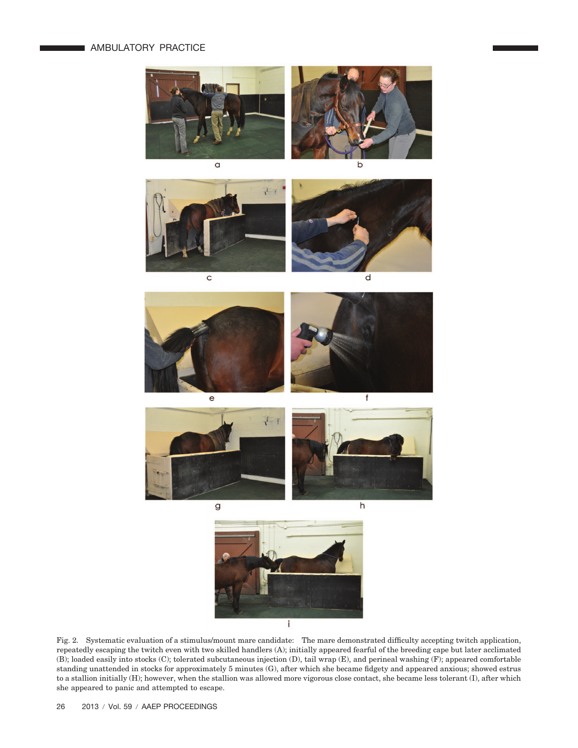Fig. 2. Systematic evaluation of a stimulus/mount mare candidate: The mare demonstrated difficulty accepting twitch application, repeatedly escaping the twitch even with two skilled handlers (A); initially appeared fearful of the breeding cape but later acclimated (B); loaded easily into stocks (C); tolerated subcutaneous injection (D), tail wrap (E), and perineal washing (F); appeared comfortable standing unattended in stocks for approximately 5 minutes (G), after which she became fidgety and appeared anxious; showed estrus to a stallion initially (H); however, when the stallion was allowed more vigorous close contact, she became less tolerant (I), after which she appeared to panic and attempted to escape.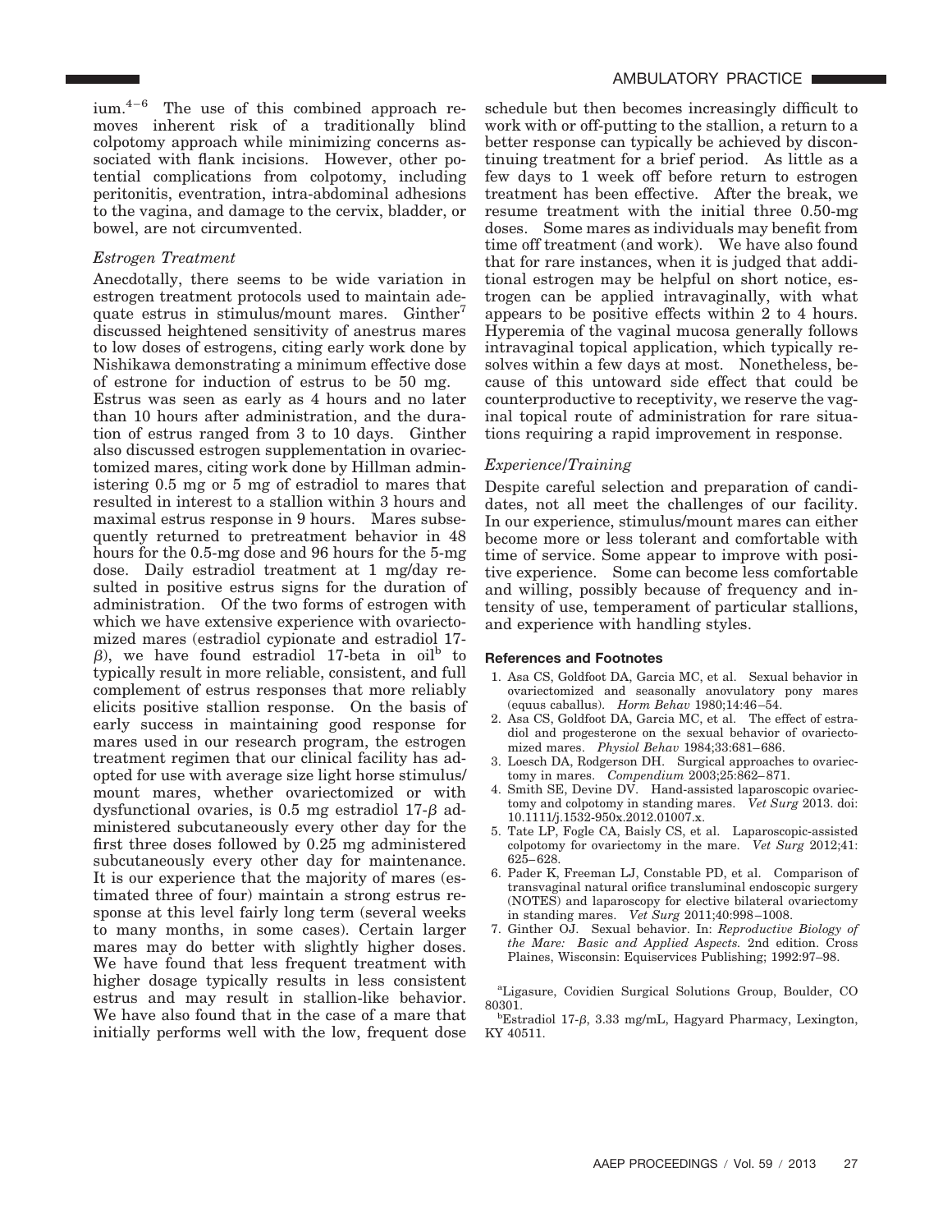ium.[4–6] The use of this combined approach removes inherent risk of a traditionally blind colpotomy approach while minimizing concerns associated with flank incisions. However, other potential complications from colpotomy, including peritonitis, eventration, intra-abdominal adhesions to the vagina, and damage to the cervix, bladder, or bowel, are not circumvented.

### *Estrogen Treatment*

Anecdotally, there seems to be wide variation in estrogen treatment protocols used to maintain adequate estrus in stimulus/mount mares. Ginther[7] discussed heightened sensitivity of anestrus mares to low doses of estrogens, citing early work done by Nishikawa demonstrating a minimum effective dose of estrone for induction of estrus to be 50 mg. Estrus was seen as early as 4 hours and no later than 10 hours after administration, and the duration of estrus ranged from 3 to 10 days. Ginther also discussed estrogen supplementation in ovariectomized mares, citing work done by Hillman administering 0.5 mg or 5 mg of estradiol to mares that resulted in interest to a stallion within 3 hours and maximal estrus response in 9 hours. Mares subsequently returned to pretreatment behavior in 48 hours for the 0.5-mg dose and 96 hours for the 5-mg dose. Daily estradiol treatment at 1 mg/day resulted in positive estrus signs for the duration of administration. Of the two forms of estrogen with which we have extensive experience with ovariectomized mares (estradiol cypionate and estradiol 17-$\beta$), we have found estradiol 17-beta in oil[b] to typically result in more reliable, consistent, and full complement of estrus responses that more reliably elicits positive stallion response. On the basis of early success in maintaining good response for mares used in our research program, the estrogen treatment regimen that our clinical facility has adopted for use with average size light horse stimulus/mount mares, whether ovariectomized or with dysfunctional ovaries, is 0.5 mg estradiol 17-$\beta$ administered subcutaneously every other day for the first three doses followed by 0.25 mg administered subcutaneously every other day for maintenance. It is our experience that the majority of mares (estimated three of four) maintain a strong estrus response at this level fairly long term (several weeks to many months, in some cases). Certain larger mares may do better with slightly higher doses. We have found that less frequent treatment with higher dosage typically results in less consistent estrus and may result in stallion-like behavior. We have also found that in the case of a mare that initially performs well with the low, frequent dose schedule but then becomes increasingly difficult to work with or off-putting to the stallion, a return to a better response can typically be achieved by discontinuing treatment for a brief period. As little as a few days to 1 week off before return to estrogen treatment has been effective. After the break, we resume treatment with the initial three 0.50-mg doses. Some mares as individuals may benefit from time off treatment (and work). We have also found that for rare instances, when it is judged that additional estrogen may be helpful on short notice, estrogen can be applied intravaginally, with what appears to be positive effects within 2 to 4 hours. Hyperemia of the vaginal mucosa generally follows intravaginal topical application, which typically resolves within a few days at most. Nonetheless, because of this untoward side effect that could be counterproductive to receptivity, we reserve the vaginal topical route of administration for rare situations requiring a rapid improvement in response.

### *Experience/Training*

Despite careful selection and preparation of candidates, not all meet the challenges of our facility. In our experience, stimulus/mount mares can either become more or less tolerant and comfortable with time of service. Some appear to improve with positive experience. Some can become less comfortable and willing, possibly because of frequency and intensity of use, temperament of particular stallions, and experience with handling styles.

#### References and Footnotes

1. Asa CS, Goldfoot DA, Garcia MC, et al. Sexual behavior in ovariectomized and seasonally anovulatory pony mares (equus caballus). *Horm Behav* 1980;14:46–54.
2. Asa CS, Goldfoot DA, Garcia MC, et al. The effect of estradiol and progesterone on the sexual behavior of ovariectomized mares. *Physiol Behav* 1984;33:681–686.
3. Loesch DA, Rodgerson DH. Surgical approaches to ovariectomy in mares. *Compendium* 2003;25:862–871.
4. Smith SE, Devine DV. Hand-assisted laparoscopic ovariectomy and colpotomy in standing mares. *Vet Surg* 2013. doi: 10.1111/j.1532-950x.2012.01007.x.
5. Tate LP, Fogle CA, Baisly CS, et al. Laparoscopic-assisted colpotomy for ovariectomy in the mare. *Vet Surg* 2012;41: 625–628.
6. Pader K, Freeman LJ, Constable PD, et al. Comparison of transvaginal natural orifice transluminal endoscopic surgery (NOTES) and laparoscopy for elective bilateral ovariectomy in standing mares. *Vet Surg* 2011;40:998–1008.
7. Ginther OJ. Sexual behavior. In: *Reproductive Biology of the Mare: Basic and Applied Aspects.* 2nd edition. Cross Plaines, Wisconsin: Equiservices Publishing; 1992:97–98.

[a]Ligasure, Covidien Surgical Solutions Group, Boulder, CO 80301.

[b]Estradiol 17-$\beta$, 3.33 mg/mL, Hagyard Pharmacy, Lexington, KY 40511.